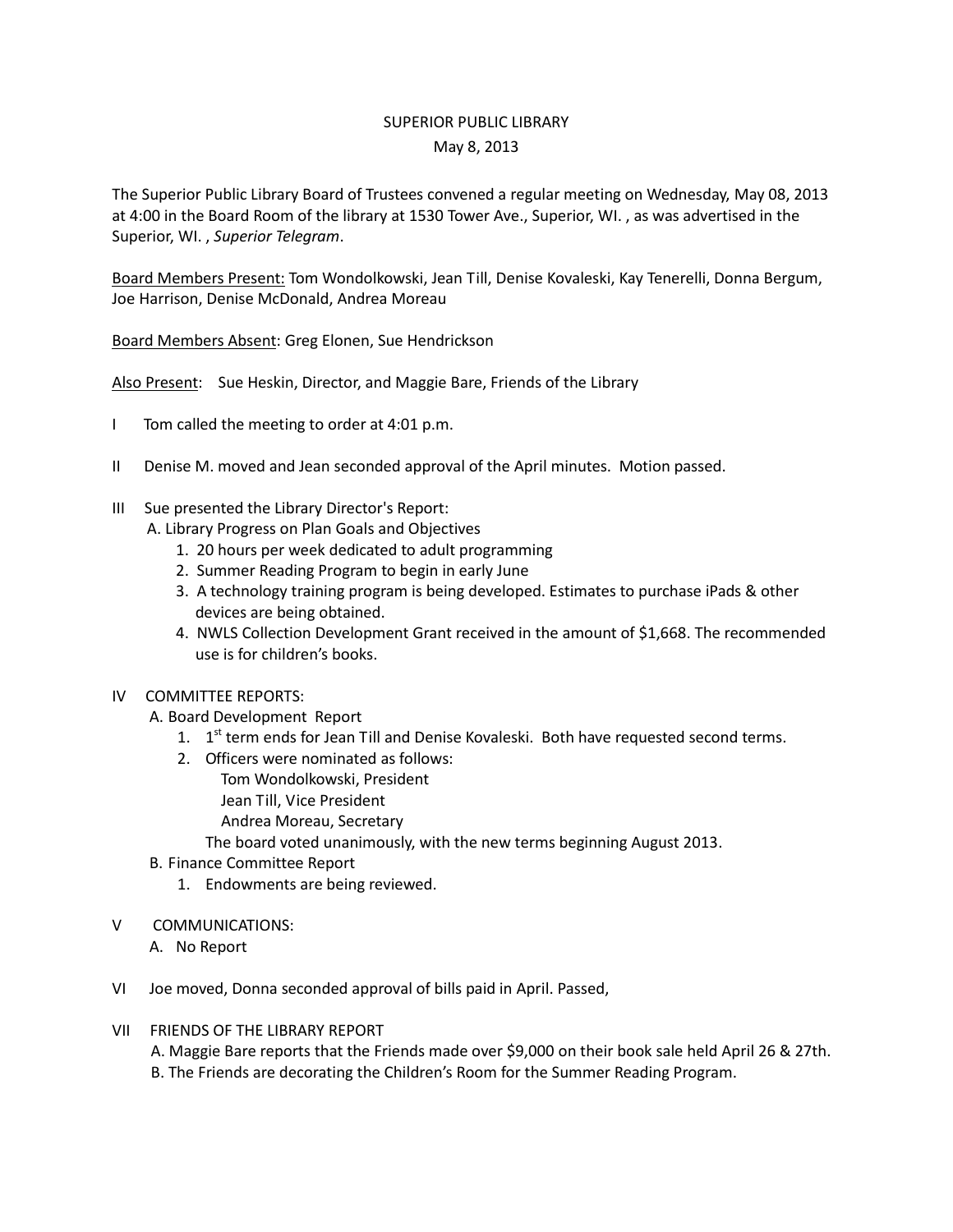SUPERIOR PUBLIC LIBRARY

May 8, 2013

The Superior Public Library Board of Trustees convened a regular meeting on Wednesday, May 08, 2013 at 4:00 in the Board Room of the library at 1530 Tower Ave., Superior, WI. , as was advertised in the Superior, WI. , *Superior Telegram*.

Board Members Present: Tom Wondolkowski, Jean Till, Denise Kovaleski, Kay Tenerelli, Donna Bergum, Joe Harrison, Denise McDonald, Andrea Moreau

Board Members Absent: Greg Elonen, Sue Hendrickson

Also Present: Sue Heskin, Director, and Maggie Bare, Friends of the Library

I Tom called the meeting to order at 4:01 p.m.

II Denise M. moved and Jean seconded approval of the April minutes. Motion passed.

III Sue presented the Library Director's Report:

A. Library Progress on Plan Goals and Objectives

1. 20 hours per week dedicated to adult programming
2. Summer Reading Program to begin in early June
3. A technology training program is being developed. Estimates to purchase iPads & other devices are being obtained.
4. NWLS Collection Development Grant received in the amount of $1,668. The recommended use is for children's books.

IV COMMITTEE REPORTS:

A. Board Development Report

1. 1st term ends for Jean Till and Denise Kovaleski. Both have requested second terms.
2. Officers were nominated as follows:
   Tom Wondolkowski, President
   Jean Till, Vice President
   Andrea Moreau, Secretary

   The board voted unanimously, with the new terms beginning August 2013.

B. Finance Committee Report

1. Endowments are being reviewed.

V COMMUNICATIONS:

A. No Report

VI Joe moved, Donna seconded approval of bills paid in April. Passed,

VII FRIENDS OF THE LIBRARY REPORT

A. Maggie Bare reports that the Friends made over $9,000 on their book sale held April 26 & 27th.

B. The Friends are decorating the Children's Room for the Summer Reading Program.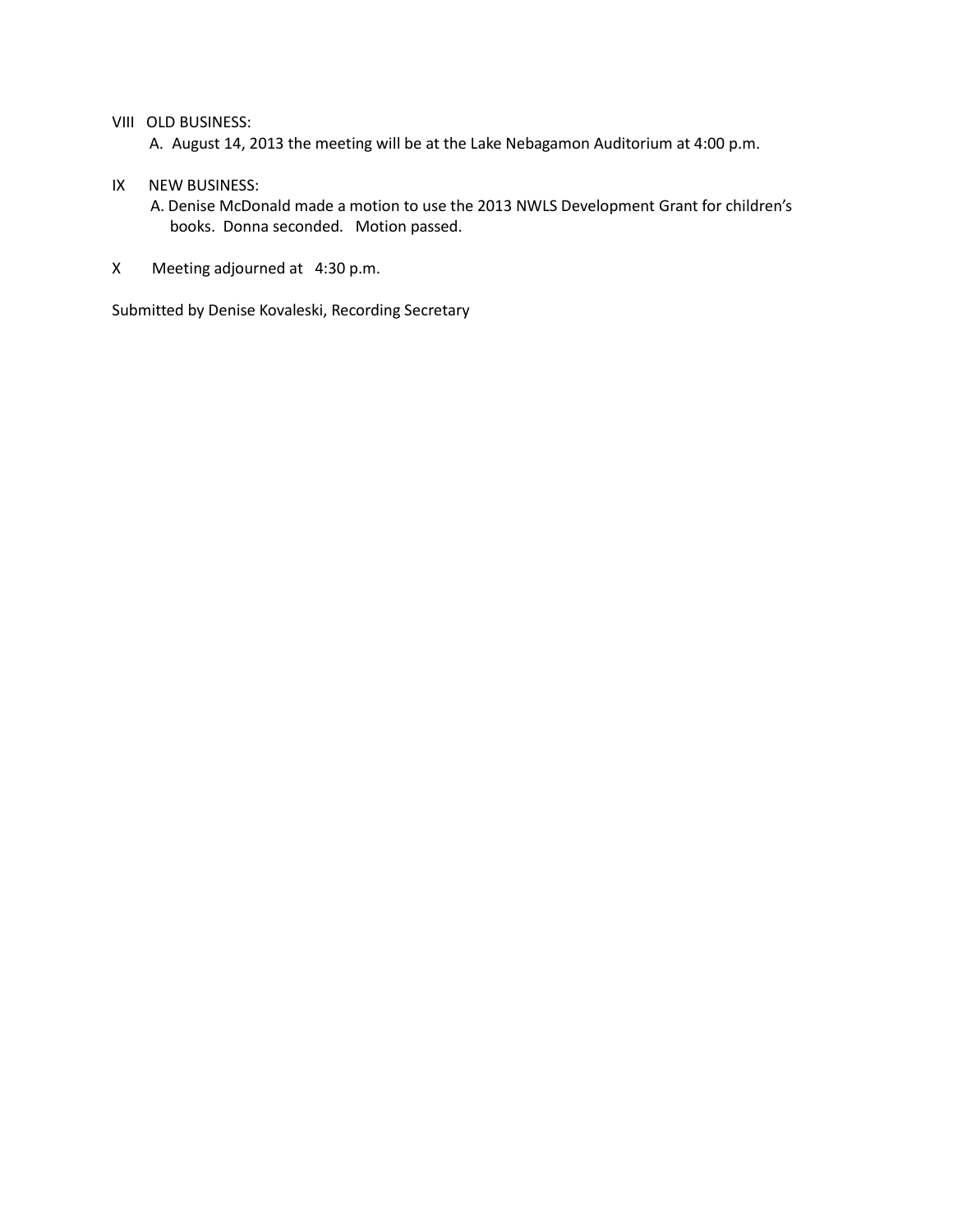VIII OLD BUSINESS:

A. August 14, 2013 the meeting will be at the Lake Nebagamon Auditorium at 4:00 p.m.

IX NEW BUSINESS:

A. Denise McDonald made a motion to use the 2013 NWLS Development Grant for children's books. Donna seconded. Motion passed.

X Meeting adjourned at 4:30 p.m.

Submitted by Denise Kovaleski, Recording Secretary